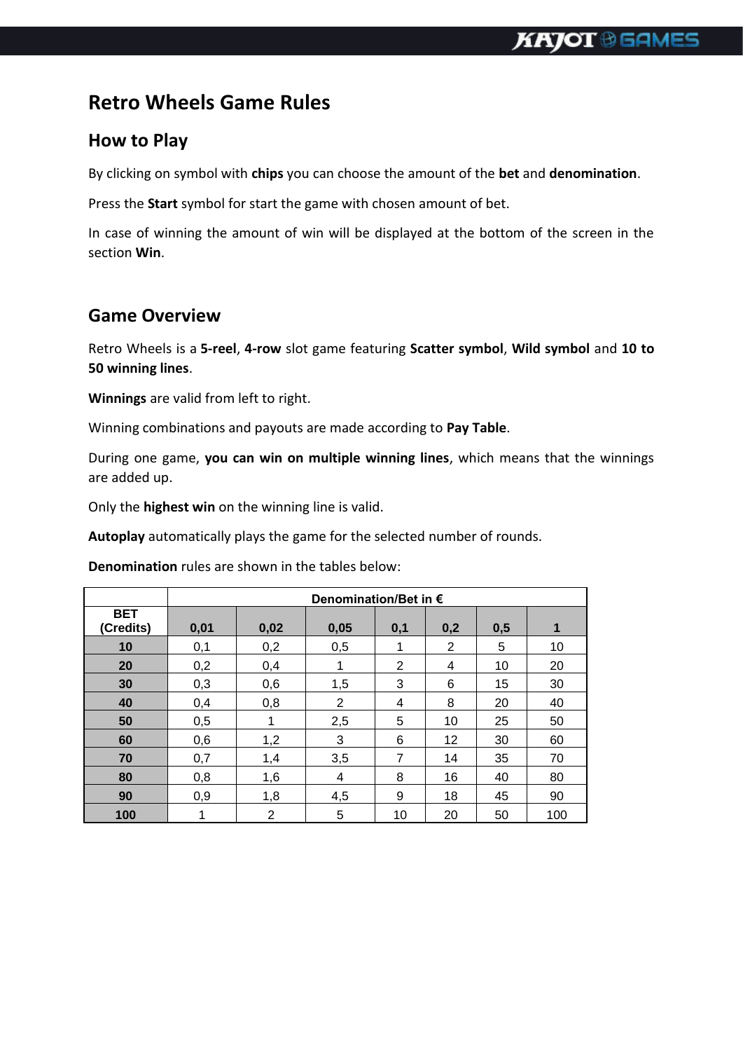# Retro Wheels Game Rules

## How to Play

By clicking on symbol with **chips** you can choose the amount of the **bet** and **denomination**.

Press the **Start** symbol for start the game with chosen amount of bet.

In case of winning the amount of win will be displayed at the bottom of the screen in the section **Win**.

## Game Overview

Retro Wheels is a **5-reel**, **4-row** slot game featuring **Scatter symbol**, **Wild symbol** and **10 to 50 winning lines**.

**Winnings** are valid from left to right.

Winning combinations and payouts are made according to **Pay Table**.

During one game, **you can win on multiple winning lines**, which means that the winnings are added up.

Only the **highest win** on the winning line is valid.

**Autoplay** automatically plays the game for the selected number of rounds.

**Denomination** rules are shown in the tables below:

| | Denomination/Bet in € | | | | | | |
|---|---|---|---|---|---|---|---|
| **BET (Credits)** | **0,01** | **0,02** | **0,05** | **0,1** | **0,2** | **0,5** | **1** |
| **10** | 0,1 | 0,2 | 0,5 | 1 | 2 | 5 | 10 |
| **20** | 0,2 | 0,4 | 1 | 2 | 4 | 10 | 20 |
| **30** | 0,3 | 0,6 | 1,5 | 3 | 6 | 15 | 30 |
| **40** | 0,4 | 0,8 | 2 | 4 | 8 | 20 | 40 |
| **50** | 0,5 | 1 | 2,5 | 5 | 10 | 25 | 50 |
| **60** | 0,6 | 1,2 | 3 | 6 | 12 | 30 | 60 |
| **70** | 0,7 | 1,4 | 3,5 | 7 | 14 | 35 | 70 |
| **80** | 0,8 | 1,6 | 4 | 8 | 16 | 40 | 80 |
| **90** | 0,9 | 1,8 | 4,5 | 9 | 18 | 45 | 90 |
| **100** | 1 | 2 | 5 | 10 | 20 | 50 | 100 |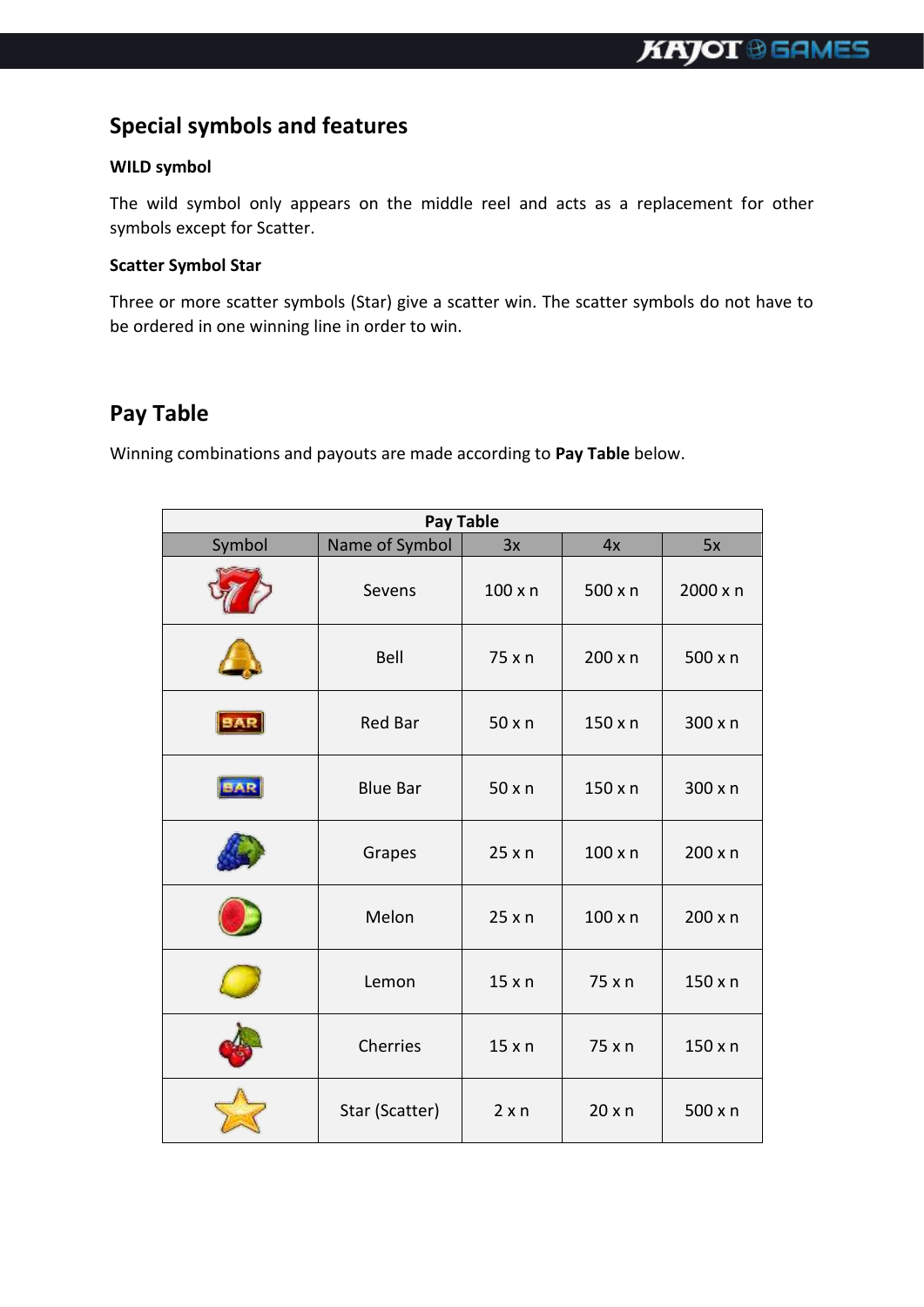## Special symbols and features

**WILD symbol**

The wild symbol only appears on the middle reel and acts as a replacement for other symbols except for Scatter.

**Scatter Symbol Star**

Three or more scatter symbols (Star) give a scatter win. The scatter symbols do not have to be ordered in one winning line in order to win.

## Pay Table

Winning combinations and payouts are made according to **Pay Table** below.

| Symbol | Name of Symbol | 3x | 4x | 5x |
|---|---|---|---|---|
| | Sevens | 100 x n | 500 x n | 2000 x n |
| | Bell | 75 x n | 200 x n | 500 x n |
| | Red Bar | 50 x n | 150 x n | 300 x n |
| | Blue Bar | 50 x n | 150 x n | 300 x n |
| | Grapes | 25 x n | 100 x n | 200 x n |
| | Melon | 25 x n | 100 x n | 200 x n |
| | Lemon | 15 x n | 75 x n | 150 x n |
| | Cherries | 15 x n | 75 x n | 150 x n |
| | Star (Scatter) | 2 x n | 20 x n | 500 x n |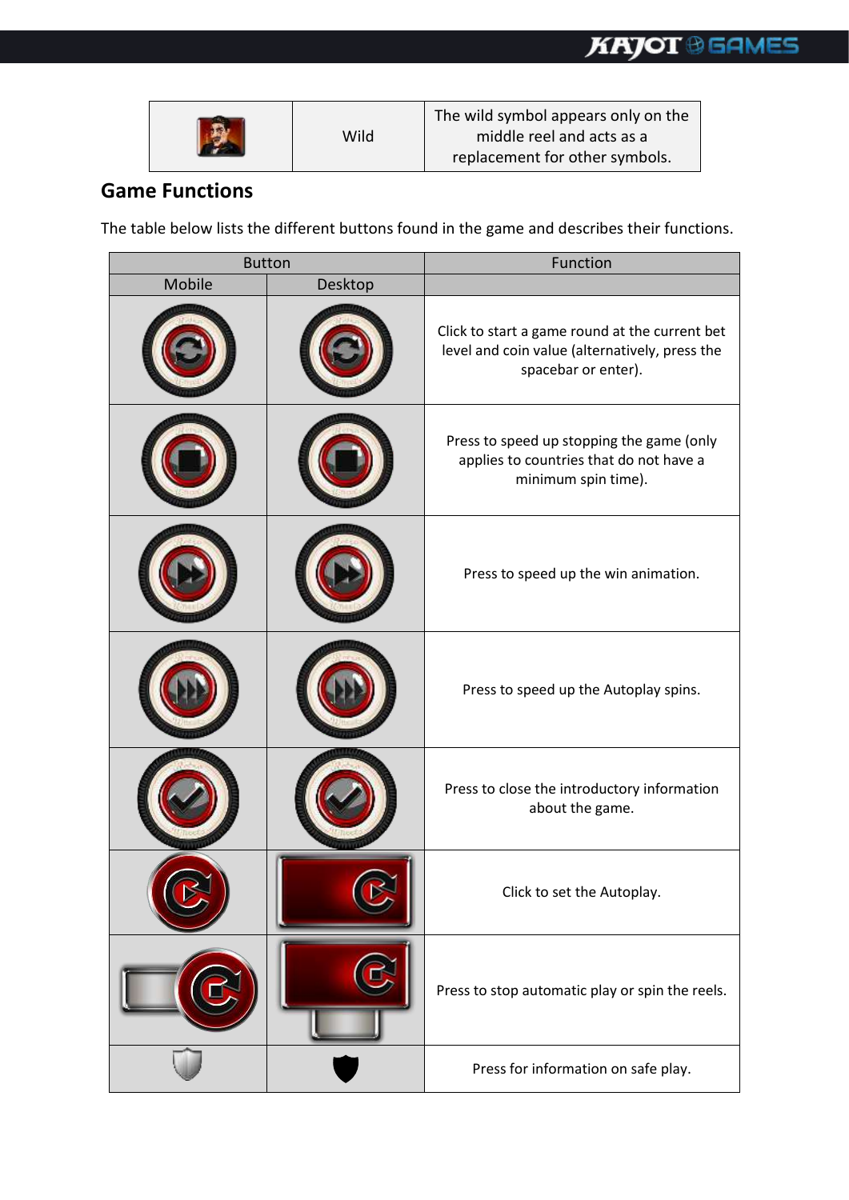| | Wild | The wild symbol appears only on the middle reel and acts as a replacement for other symbols. |
|---|---|---|

## Game Functions

The table below lists the different buttons found in the game and describes their functions.

| Button | | Function |
|---|---|---|
| Mobile | Desktop | |
| | | Click to start a game round at the current bet level and coin value (alternatively, press the spacebar or enter). |
| | | Press to speed up stopping the game (only applies to countries that do not have a minimum spin time). |
| | | Press to speed up the win animation. |
| | | Press to speed up the Autoplay spins. |
| | | Press to close the introductory information about the game. |
| | | Click to set the Autoplay. |
| | | Press to stop automatic play or spin the reels. |
| | | Press for information on safe play. |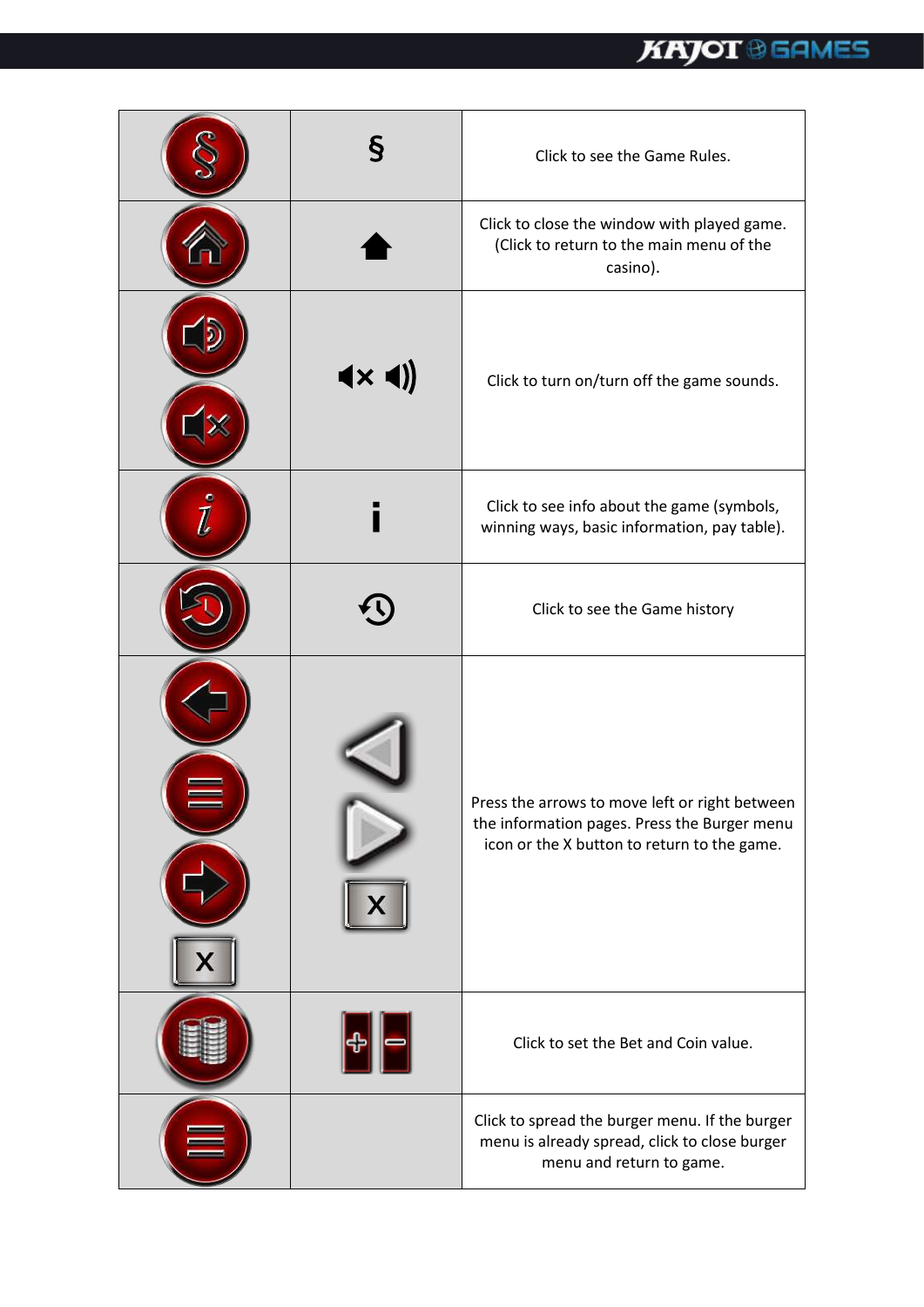| | | |
|---|---|---|
| | § | Click to see the Game Rules. |
| | | Click to close the window with played game. (Click to return to the main menu of the casino). |
| | | Click to turn on/turn off the game sounds. |
| | i | Click to see info about the game (symbols, winning ways, basic information, pay table). |
| | | Click to see the Game history |
| X | X | Press the arrows to move left or right between the information pages. Press the Burger menu icon or the X button to return to the game. |
| | | Click to set the Bet and Coin value. |
| | | Click to spread the burger menu. If the burger menu is already spread, click to close burger menu and return to game. |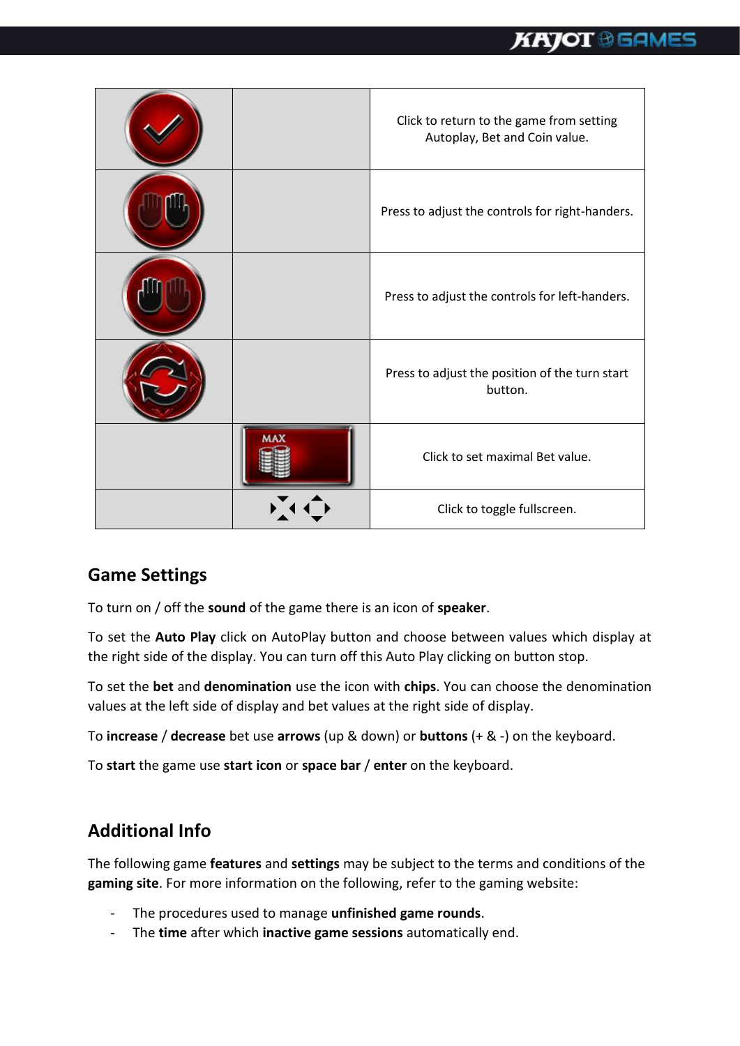| | | |
|---|---|---|
| | | Click to return to the game from setting Autoplay, Bet and Coin value. |
| | | Press to adjust the controls for right-handers. |
| | | Press to adjust the controls for left-handers. |
| | | Press to adjust the position of the turn start button. |
| | MAX | Click to set maximal Bet value. |
| | | Click to toggle fullscreen. |

## Game Settings

To turn on / off the **sound** of the game there is an icon of **speaker**.

To set the **Auto Play** click on AutoPlay button and choose between values which display at the right side of the display. You can turn off this Auto Play clicking on button stop.

To set the **bet** and **denomination** use the icon with **chips**. You can choose the denomination values at the left side of display and bet values at the right side of display.

To **increase** / **decrease** bet use **arrows** (up & down) or **buttons** (+ & -) on the keyboard.

To **start** the game use **start icon** or **space bar** / **enter** on the keyboard.

## Additional Info

The following game **features** and **settings** may be subject to the terms and conditions of the **gaming site**. For more information on the following, refer to the gaming website:

- The procedures used to manage **unfinished game rounds**.
- The **time** after which **inactive game sessions** automatically end.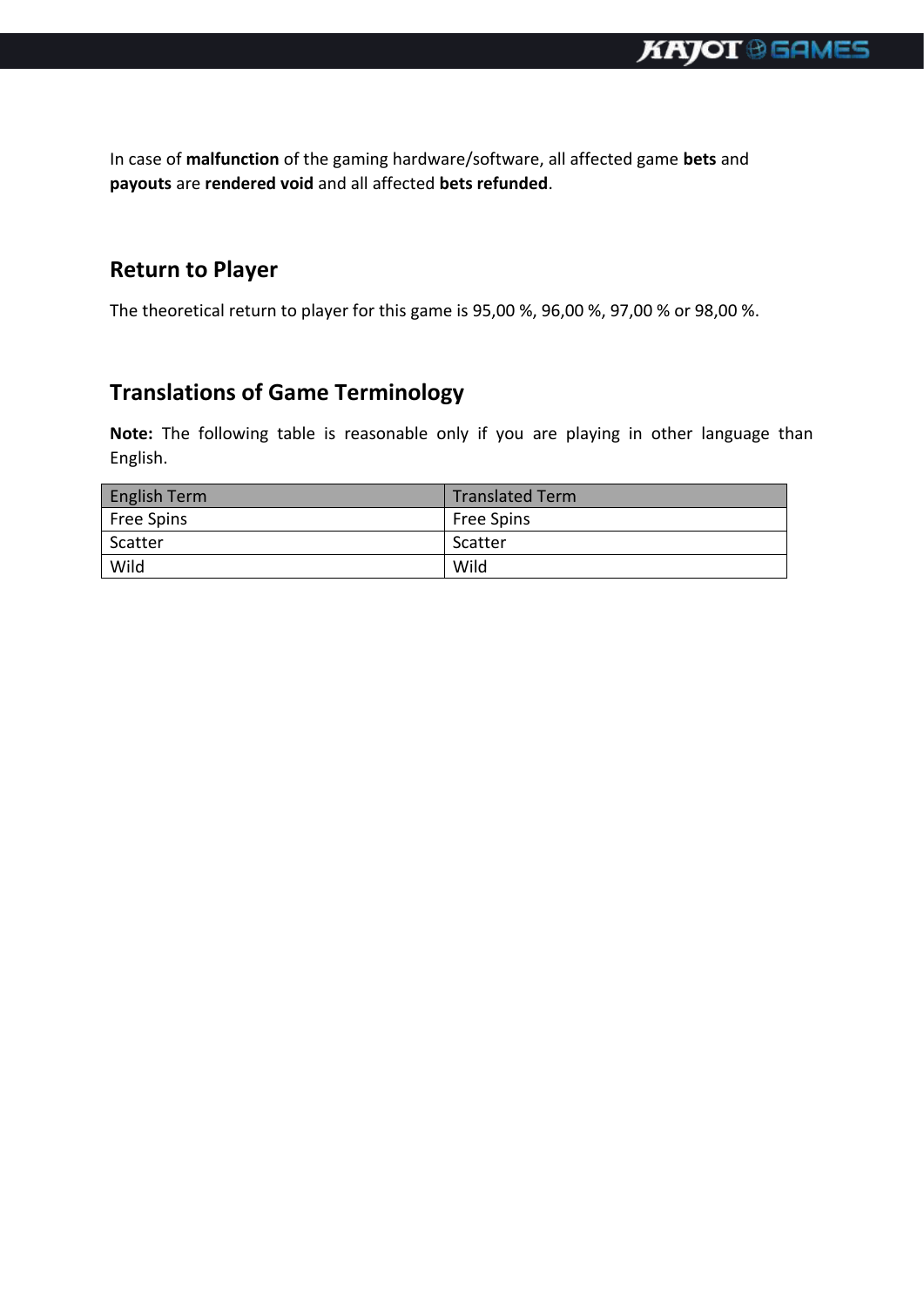In case of **malfunction** of the gaming hardware/software, all affected game **bets** and **payouts** are **rendered void** and all affected **bets refunded**.

## Return to Player

The theoretical return to player for this game is 95,00 %, 96,00 %, 97,00 % or 98,00 %.

## Translations of Game Terminology

**Note:** The following table is reasonable only if you are playing in other language than English.

| English Term | Translated Term |
|---|---|
| Free Spins | Free Spins |
| Scatter | Scatter |
| Wild | Wild |